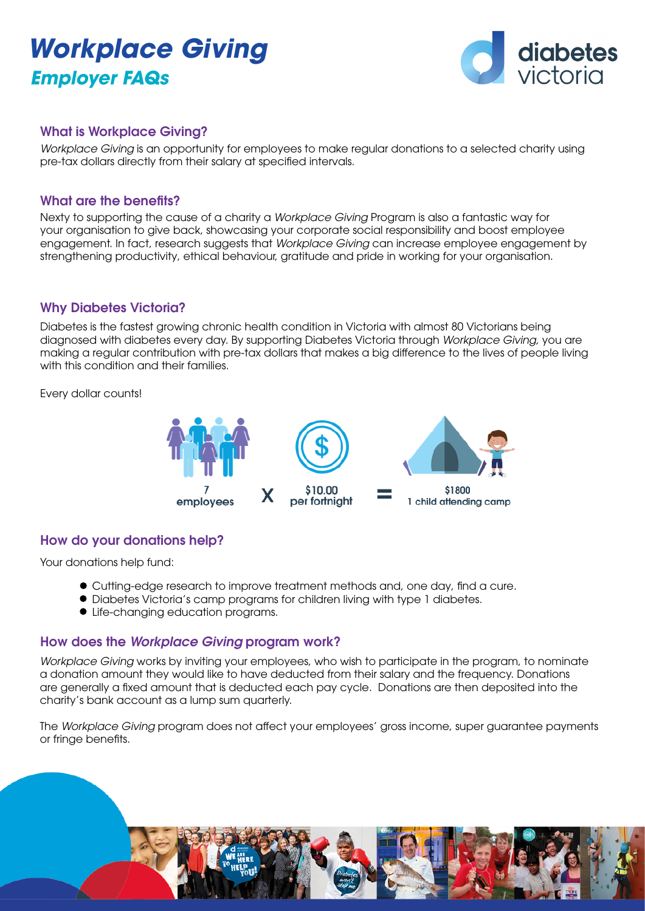# *Workplace Giving*

## *Employer FAQs*

diabetes victoria

### What is Workplace Giving?

*Workplace Giving* is an opportunity for employees to make regular donations to a selected charity using pre-tax dollars directly from their salary at specified intervals.

### What are the benefits?

Nexty to supporting the cause of a charity a *Workplace Giving* Program is also a fantastic way for your organisation to give back, showcasing your corporate social responsibility and boost employee engagement. In fact, research suggests that *Workplace Giving* can increase employee engagement by strengthening productivity, ethical behaviour, gratitude and pride in working for your organisation.

### Why Diabetes Victoria?

Diabetes is the fastest growing chronic health condition in Victoria with almost 80 Victorians being diagnosed with diabetes every day. By supporting Diabetes Victoria through *Workplace Giving,* you are making a regular contribution with pre-tax dollars that makes a big difference to the lives of people living with this condition and their families.

Every dollar counts!

7 employees X $10.00 per fortnight = $1800 1 child attending camp

### How do your donations help?

Your donations help fund:

- Cutting-edge research to improve treatment methods and, one day, find a cure.
- Diabetes Victoria's camp programs for children living with type 1 diabetes.
- Life-changing education programs.

### How does the *Workplace Giving* program work?

*Workplace Giving* works by inviting your employees, who wish to participate in the program, to nominate a donation amount they would like to have deducted from their salary and the frequency. Donations are generally a fixed amount that is deducted each pay cycle. Donations are then deposited into the charity's bank account as a lump sum quarterly.

The *Workplace Giving* program does not affect your employees' gross income, super guarantee payments or fringe benefits.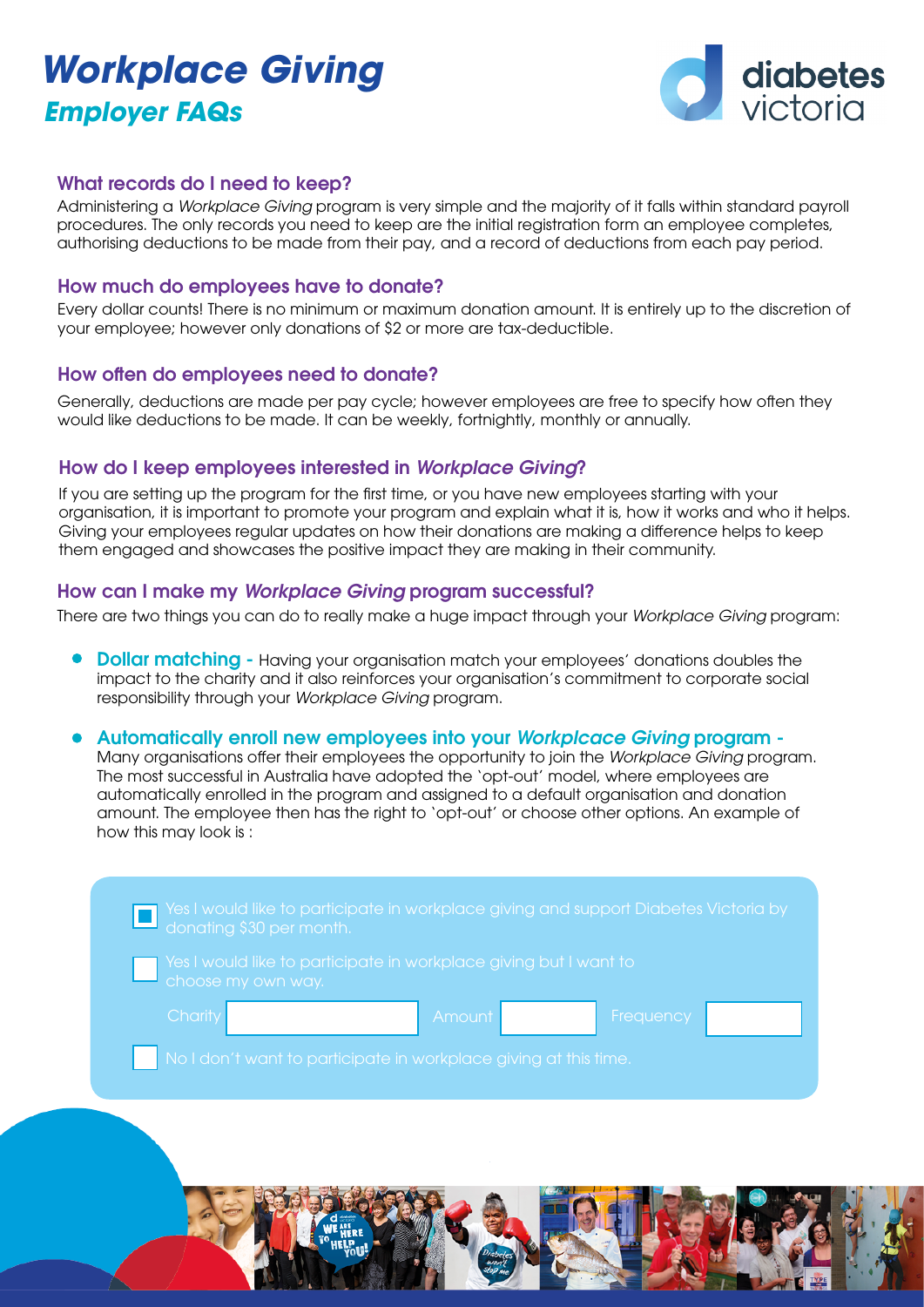# *Workplace Giving*

## *Employer FAQs*

diabetes victoria

### What records do I need to keep?

Administering a *Workplace Giving* program is very simple and the majority of it falls within standard payroll procedures. The only records you need to keep are the initial registration form an employee completes, authorising deductions to be made from their pay, and a record of deductions from each pay period.

### How much do employees have to donate?

Every dollar counts! There is no minimum or maximum donation amount. It is entirely up to the discretion of your employee; however only donations of $2 or more are tax-deductible.

### How often do employees need to donate?

Generally, deductions are made per pay cycle; however employees are free to specify how often they would like deductions to be made. It can be weekly, fortnightly, monthly or annually.

### How do I keep employees interested in *Workplace Giving*?

If you are setting up the program for the first time, or you have new employees starting with your organisation, it is important to promote your program and explain what it is, how it works and who it helps. Giving your employees regular updates on how their donations are making a difference helps to keep them engaged and showcases the positive impact they are making in their community.

### How can I make my *Workplace Giving* program successful?

There are two things you can do to really make a huge impact through your *Workplace Giving* program:

- **Dollar matching -** Having your organisation match your employees' donations doubles the impact to the charity and it also reinforces your organisation's commitment to corporate social responsibility through your *Workplace Giving* program.
- **Automatically enroll new employees into your *Workplcace Giving* program -** Many organisations offer their employees the opportunity to join the *Workplace Giving* program. The most successful in Australia have adopted the 'opt-out' model, where employees are automatically enrolled in the program and assigned to a default organisation and donation amount. The employee then has the right to 'opt-out' or choose other options. An example of how this may look is :

- [x] Yes I would like to participate in workplace giving and support Diabetes Victoria by donating $30 per month.
- [ ] Yes I would like to participate in workplace giving but I want to choose my own way.

  Charity ________ Amount ________ Frequency ________
- [ ] No I don't want to participate in workplace giving at this time.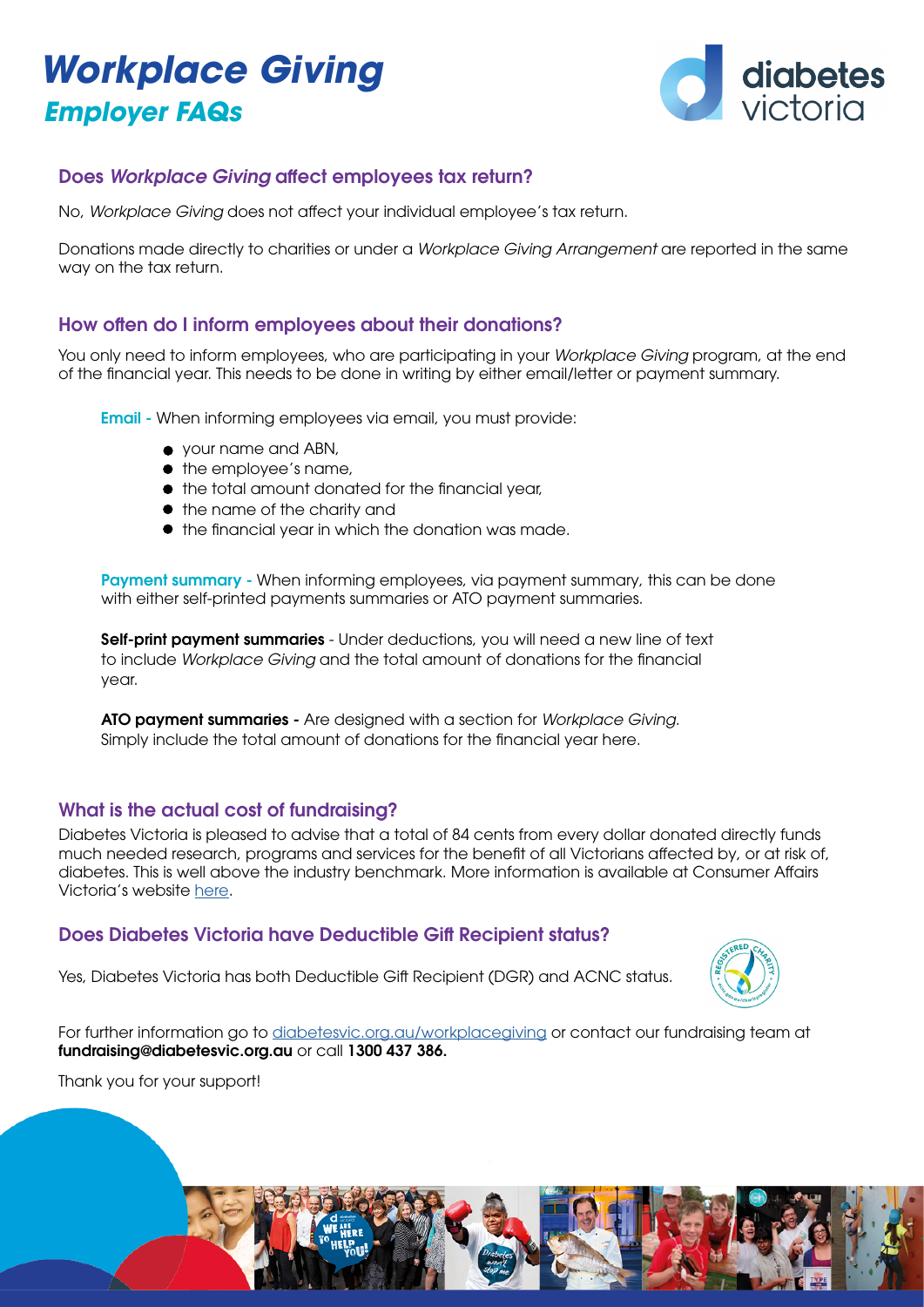# *Workplace Giving*

## *Employer FAQs*

### Does *Workplace Giving* affect employees tax return?

No, *Workplace Giving* does not affect your individual employee's tax return.

Donations made directly to charities or under a *Workplace Giving Arrangement* are reported in the same way on the tax return.

### How often do I inform employees about their donations?

You only need to inform employees, who are participating in your *Workplace Giving* program, at the end of the financial year. This needs to be done in writing by either email/letter or payment summary.

**Email -** When informing employees via email, you must provide:

- your name and ABN,
- the employee's name,
- the total amount donated for the financial year,
- the name of the charity and
- the financial year in which the donation was made.

**Payment summary -** When informing employees, via payment summary, this can be done with either self-printed payments summaries or ATO payment summaries.

**Self-print payment summaries** - Under deductions, you will need a new line of text to include *Workplace Giving* and the total amount of donations for the financial year.

**ATO payment summaries -** Are designed with a section for *Workplace Giving*. Simply include the total amount of donations for the financial year here.

### What is the actual cost of fundraising?

Diabetes Victoria is pleased to advise that a total of 84 cents from every dollar donated directly funds much needed research, programs and services for the benefit of all Victorians affected by, or at risk of, diabetes. This is well above the industry benchmark. More information is available at Consumer Affairs Victoria's website here.

### Does Diabetes Victoria have Deductible Gift Recipient status?

Yes, Diabetes Victoria has both Deductible Gift Recipient (DGR) and ACNC status.

For further information go to diabetesvic.org.au/workplacegiving or contact our fundraising team at **fundraising@diabetesvic.org.au** or call **1300 437 386.**

Thank you for your support!